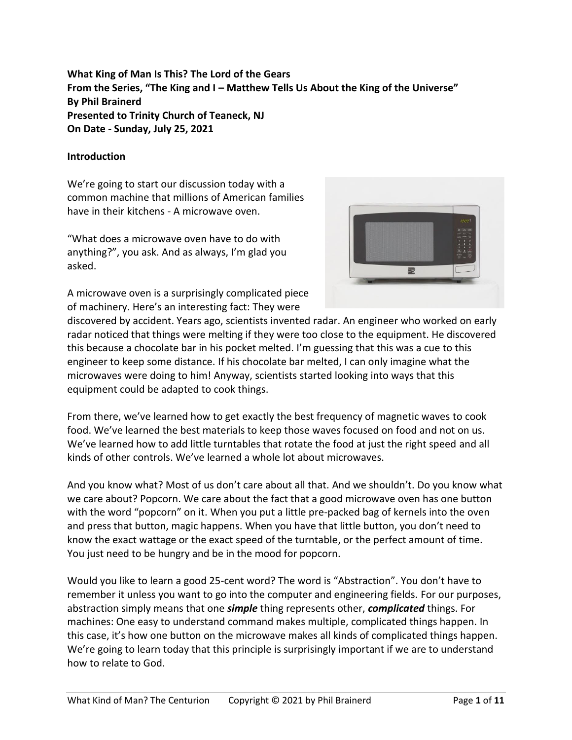**What King of Man Is This? The Lord of the Gears**
**From the Series, "The King and I – Matthew Tells Us About the King of the Universe"**
**By Phil Brainerd**
**Presented to Trinity Church of Teaneck, NJ**
**On Date - Sunday, July 25, 2021**

**Introduction**

We're going to start our discussion today with a common machine that millions of American families have in their kitchens - A microwave oven.

"What does a microwave oven have to do with anything?", you ask. And as always, I'm glad you asked.

A microwave oven is a surprisingly complicated piece of machinery. Here's an interesting fact: They were discovered by accident. Years ago, scientists invented radar. An engineer who worked on early radar noticed that things were melting if they were too close to the equipment. He discovered this because a chocolate bar in his pocket melted. I'm guessing that this was a cue to this engineer to keep some distance. If his chocolate bar melted, I can only imagine what the microwaves were doing to him! Anyway, scientists started looking into ways that this equipment could be adapted to cook things.

From there, we've learned how to get exactly the best frequency of magnetic waves to cook food. We've learned the best materials to keep those waves focused on food and not on us. We've learned how to add little turntables that rotate the food at just the right speed and all kinds of other controls. We've learned a whole lot about microwaves.

And you know what? Most of us don't care about all that. And we shouldn't. Do you know what we care about? Popcorn. We care about the fact that a good microwave oven has one button with the word "popcorn" on it. When you put a little pre-packed bag of kernels into the oven and press that button, magic happens. When you have that little button, you don't need to know the exact wattage or the exact speed of the turntable, or the perfect amount of time. You just need to be hungry and be in the mood for popcorn.

Would you like to learn a good 25-cent word? The word is "Abstraction". You don't have to remember it unless you want to go into the computer and engineering fields. For our purposes, abstraction simply means that one ***simple*** thing represents other, ***complicated*** things. For machines: One easy to understand command makes multiple, complicated things happen. In this case, it's how one button on the microwave makes all kinds of complicated things happen. We're going to learn today that this principle is surprisingly important if we are to understand how to relate to God.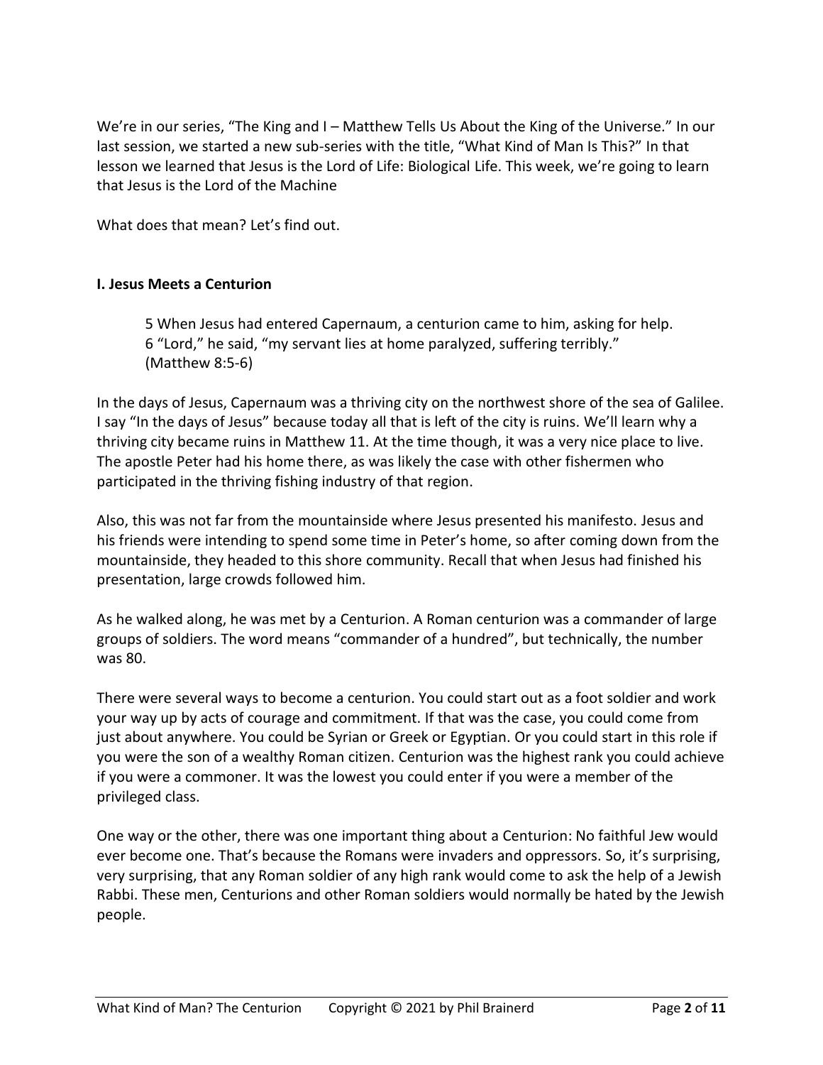We're in our series, "The King and I – Matthew Tells Us About the King of the Universe." In our last session, we started a new sub-series with the title, "What Kind of Man Is This?" In that lesson we learned that Jesus is the Lord of Life: Biological Life. This week, we're going to learn that Jesus is the Lord of the Machine

What does that mean? Let's find out.

**I. Jesus Meets a Centurion**

> 5 When Jesus had entered Capernaum, a centurion came to him, asking for help.
> 6 "Lord," he said, "my servant lies at home paralyzed, suffering terribly."
> (Matthew 8:5-6)

In the days of Jesus, Capernaum was a thriving city on the northwest shore of the sea of Galilee. I say "In the days of Jesus" because today all that is left of the city is ruins. We'll learn why a thriving city became ruins in Matthew 11. At the time though, it was a very nice place to live. The apostle Peter had his home there, as was likely the case with other fishermen who participated in the thriving fishing industry of that region.

Also, this was not far from the mountainside where Jesus presented his manifesto. Jesus and his friends were intending to spend some time in Peter's home, so after coming down from the mountainside, they headed to this shore community. Recall that when Jesus had finished his presentation, large crowds followed him.

As he walked along, he was met by a Centurion. A Roman centurion was a commander of large groups of soldiers. The word means "commander of a hundred", but technically, the number was 80.

There were several ways to become a centurion. You could start out as a foot soldier and work your way up by acts of courage and commitment. If that was the case, you could come from just about anywhere. You could be Syrian or Greek or Egyptian. Or you could start in this role if you were the son of a wealthy Roman citizen. Centurion was the highest rank you could achieve if you were a commoner. It was the lowest you could enter if you were a member of the privileged class.

One way or the other, there was one important thing about a Centurion: No faithful Jew would ever become one. That's because the Romans were invaders and oppressors. So, it's surprising, very surprising, that any Roman soldier of any high rank would come to ask the help of a Jewish Rabbi. These men, Centurions and other Roman soldiers would normally be hated by the Jewish people.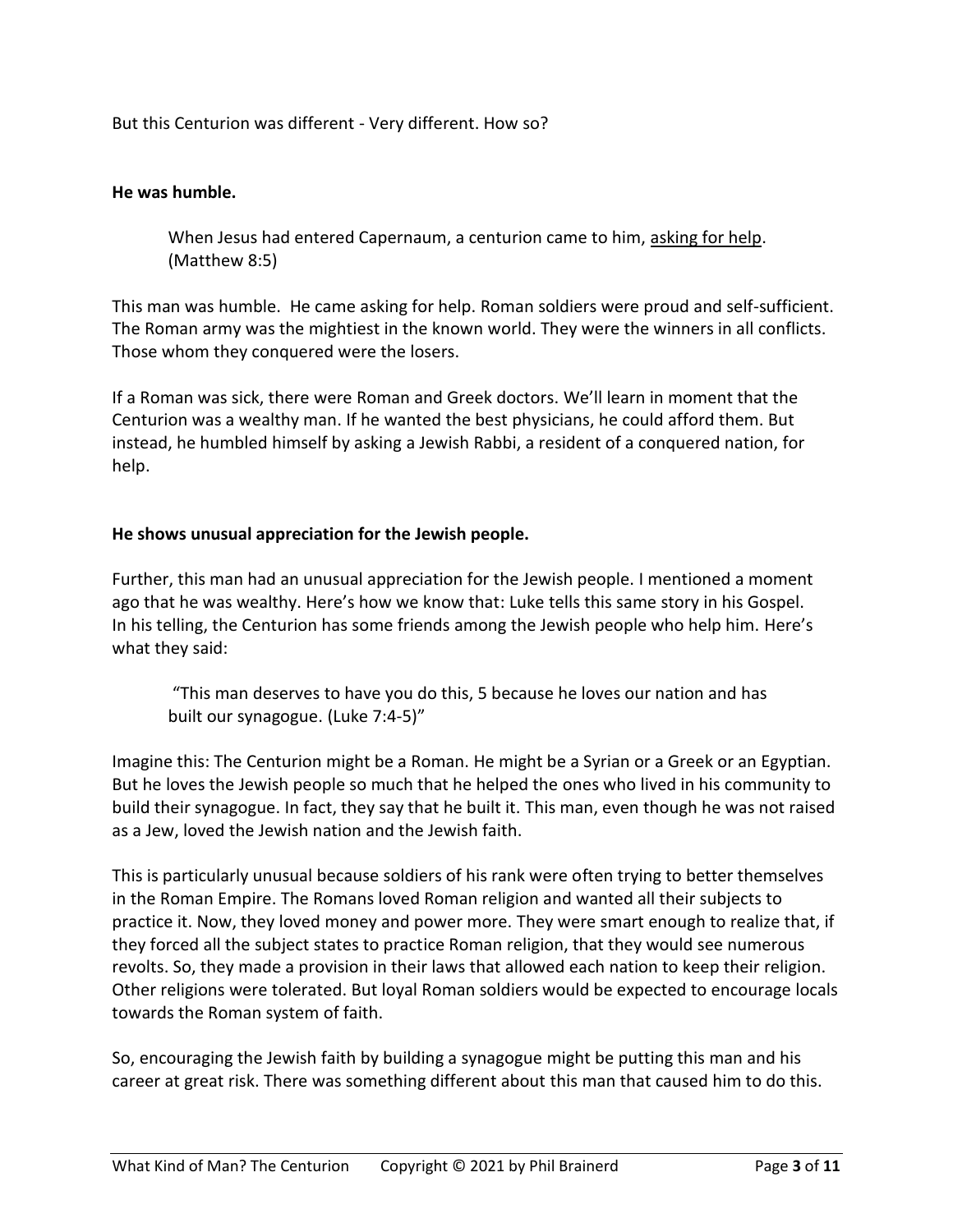But this Centurion was different - Very different. How so?

**He was humble.**

> When Jesus had entered Capernaum, a centurion came to him, <u>asking for help</u>. (Matthew 8:5)

This man was humble. He came asking for help. Roman soldiers were proud and self-sufficient. The Roman army was the mightiest in the known world. They were the winners in all conflicts. Those whom they conquered were the losers.

If a Roman was sick, there were Roman and Greek doctors. We'll learn in moment that the Centurion was a wealthy man. If he wanted the best physicians, he could afford them. But instead, he humbled himself by asking a Jewish Rabbi, a resident of a conquered nation, for help.

**He shows unusual appreciation for the Jewish people.**

Further, this man had an unusual appreciation for the Jewish people. I mentioned a moment ago that he was wealthy. Here's how we know that: Luke tells this same story in his Gospel. In his telling, the Centurion has some friends among the Jewish people who help him. Here's what they said:

> "This man deserves to have you do this, 5 because he loves our nation and has built our synagogue. (Luke 7:4-5)"

Imagine this: The Centurion might be a Roman. He might be a Syrian or a Greek or an Egyptian. But he loves the Jewish people so much that he helped the ones who lived in his community to build their synagogue. In fact, they say that he built it. This man, even though he was not raised as a Jew, loved the Jewish nation and the Jewish faith.

This is particularly unusual because soldiers of his rank were often trying to better themselves in the Roman Empire. The Romans loved Roman religion and wanted all their subjects to practice it. Now, they loved money and power more. They were smart enough to realize that, if they forced all the subject states to practice Roman religion, that they would see numerous revolts. So, they made a provision in their laws that allowed each nation to keep their religion. Other religions were tolerated. But loyal Roman soldiers would be expected to encourage locals towards the Roman system of faith.

So, encouraging the Jewish faith by building a synagogue might be putting this man and his career at great risk. There was something different about this man that caused him to do this.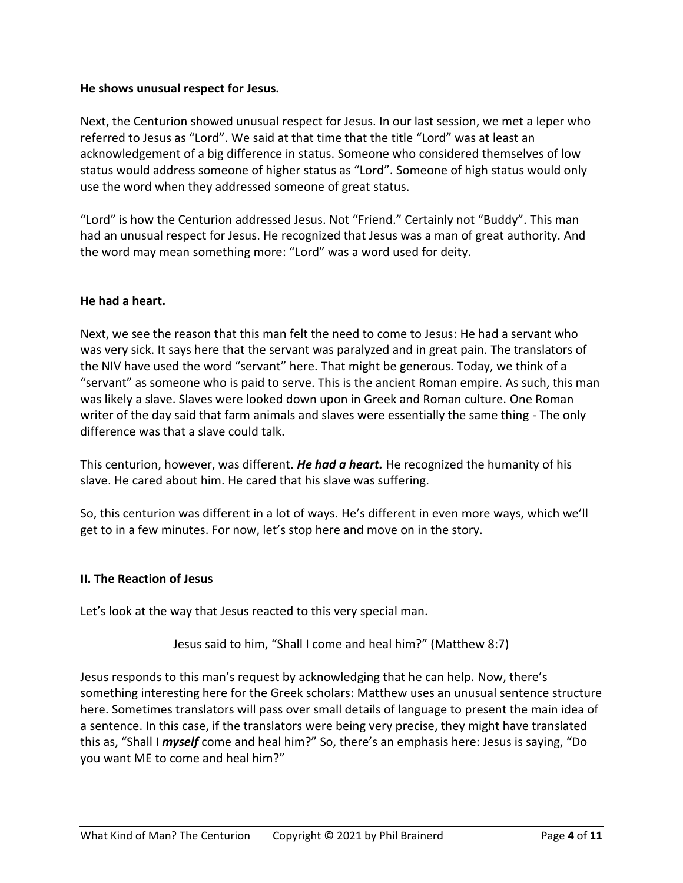**He shows unusual respect for Jesus.**

Next, the Centurion showed unusual respect for Jesus. In our last session, we met a leper who referred to Jesus as "Lord". We said at that time that the title "Lord" was at least an acknowledgement of a big difference in status. Someone who considered themselves of low status would address someone of higher status as "Lord". Someone of high status would only use the word when they addressed someone of great status.

"Lord" is how the Centurion addressed Jesus. Not "Friend." Certainly not "Buddy". This man had an unusual respect for Jesus. He recognized that Jesus was a man of great authority. And the word may mean something more: "Lord" was a word used for deity.

**He had a heart.**

Next, we see the reason that this man felt the need to come to Jesus: He had a servant who was very sick. It says here that the servant was paralyzed and in great pain. The translators of the NIV have used the word "servant" here. That might be generous. Today, we think of a "servant" as someone who is paid to serve. This is the ancient Roman empire. As such, this man was likely a slave. Slaves were looked down upon in Greek and Roman culture. One Roman writer of the day said that farm animals and slaves were essentially the same thing - The only difference was that a slave could talk.

This centurion, however, was different. ***He had a heart.*** He recognized the humanity of his slave. He cared about him. He cared that his slave was suffering.

So, this centurion was different in a lot of ways. He's different in even more ways, which we'll get to in a few minutes. For now, let's stop here and move on in the story.

**II. The Reaction of Jesus**

Let's look at the way that Jesus reacted to this very special man.

Jesus said to him, "Shall I come and heal him?" (Matthew 8:7)

Jesus responds to this man's request by acknowledging that he can help. Now, there's something interesting here for the Greek scholars: Matthew uses an unusual sentence structure here. Sometimes translators will pass over small details of language to present the main idea of a sentence. In this case, if the translators were being very precise, they might have translated this as, "Shall I ***myself*** come and heal him?" So, there's an emphasis here: Jesus is saying, "Do you want ME to come and heal him?"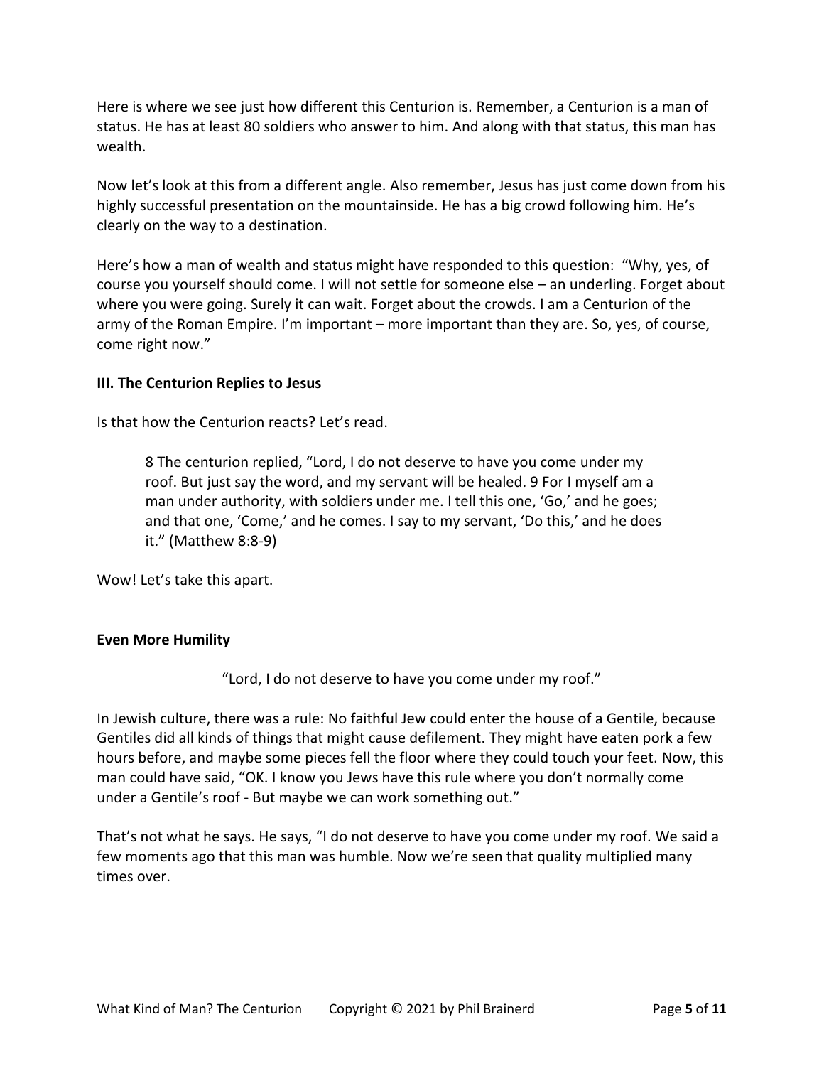Here is where we see just how different this Centurion is. Remember, a Centurion is a man of status. He has at least 80 soldiers who answer to him. And along with that status, this man has wealth.

Now let's look at this from a different angle. Also remember, Jesus has just come down from his highly successful presentation on the mountainside. He has a big crowd following him. He's clearly on the way to a destination.

Here's how a man of wealth and status might have responded to this question: "Why, yes, of course you yourself should come. I will not settle for someone else – an underling. Forget about where you were going. Surely it can wait. Forget about the crowds. I am a Centurion of the army of the Roman Empire. I'm important – more important than they are. So, yes, of course, come right now."

**III. The Centurion Replies to Jesus**

Is that how the Centurion reacts? Let's read.

> 8 The centurion replied, "Lord, I do not deserve to have you come under my roof. But just say the word, and my servant will be healed. 9 For I myself am a man under authority, with soldiers under me. I tell this one, 'Go,' and he goes; and that one, 'Come,' and he comes. I say to my servant, 'Do this,' and he does it." (Matthew 8:8-9)

Wow! Let's take this apart.

**Even More Humility**

"Lord, I do not deserve to have you come under my roof."

In Jewish culture, there was a rule: No faithful Jew could enter the house of a Gentile, because Gentiles did all kinds of things that might cause defilement. They might have eaten pork a few hours before, and maybe some pieces fell the floor where they could touch your feet. Now, this man could have said, "OK. I know you Jews have this rule where you don't normally come under a Gentile's roof - But maybe we can work something out."

That's not what he says. He says, "I do not deserve to have you come under my roof. We said a few moments ago that this man was humble. Now we're seen that quality multiplied many times over.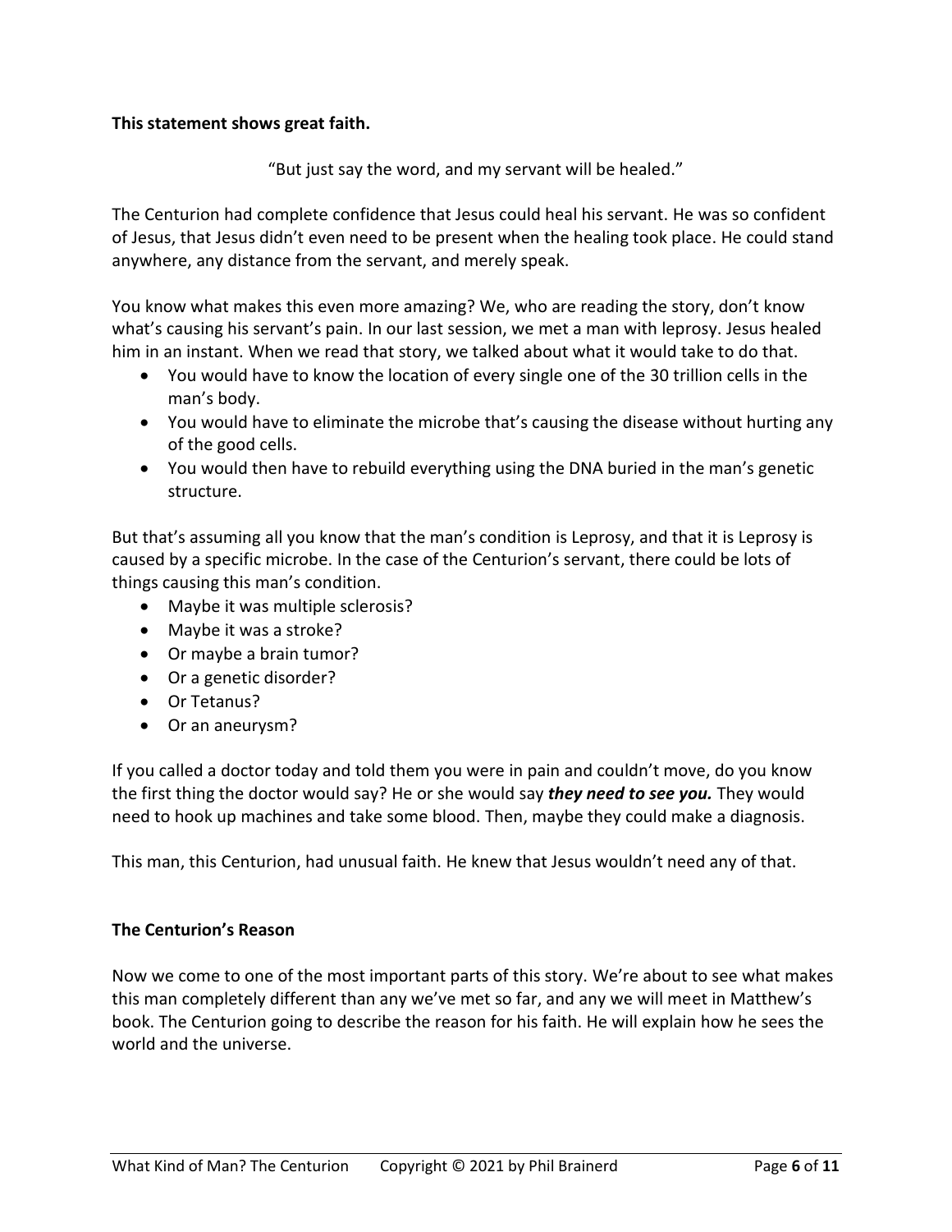**This statement shows great faith.**

"But just say the word, and my servant will be healed."

The Centurion had complete confidence that Jesus could heal his servant. He was so confident of Jesus, that Jesus didn't even need to be present when the healing took place. He could stand anywhere, any distance from the servant, and merely speak.

You know what makes this even more amazing? We, who are reading the story, don't know what's causing his servant's pain. In our last session, we met a man with leprosy. Jesus healed him in an instant. When we read that story, we talked about what it would take to do that.

- You would have to know the location of every single one of the 30 trillion cells in the man's body.
- You would have to eliminate the microbe that's causing the disease without hurting any of the good cells.
- You would then have to rebuild everything using the DNA buried in the man's genetic structure.

But that's assuming all you know that the man's condition is Leprosy, and that it is Leprosy is caused by a specific microbe. In the case of the Centurion's servant, there could be lots of things causing this man's condition.

- Maybe it was multiple sclerosis?
- Maybe it was a stroke?
- Or maybe a brain tumor?
- Or a genetic disorder?
- Or Tetanus?
- Or an aneurysm?

If you called a doctor today and told them you were in pain and couldn't move, do you know the first thing the doctor would say? He or she would say ***they need to see you.*** They would need to hook up machines and take some blood. Then, maybe they could make a diagnosis.

This man, this Centurion, had unusual faith. He knew that Jesus wouldn't need any of that.

**The Centurion's Reason**

Now we come to one of the most important parts of this story. We're about to see what makes this man completely different than any we've met so far, and any we will meet in Matthew's book. The Centurion going to describe the reason for his faith. He will explain how he sees the world and the universe.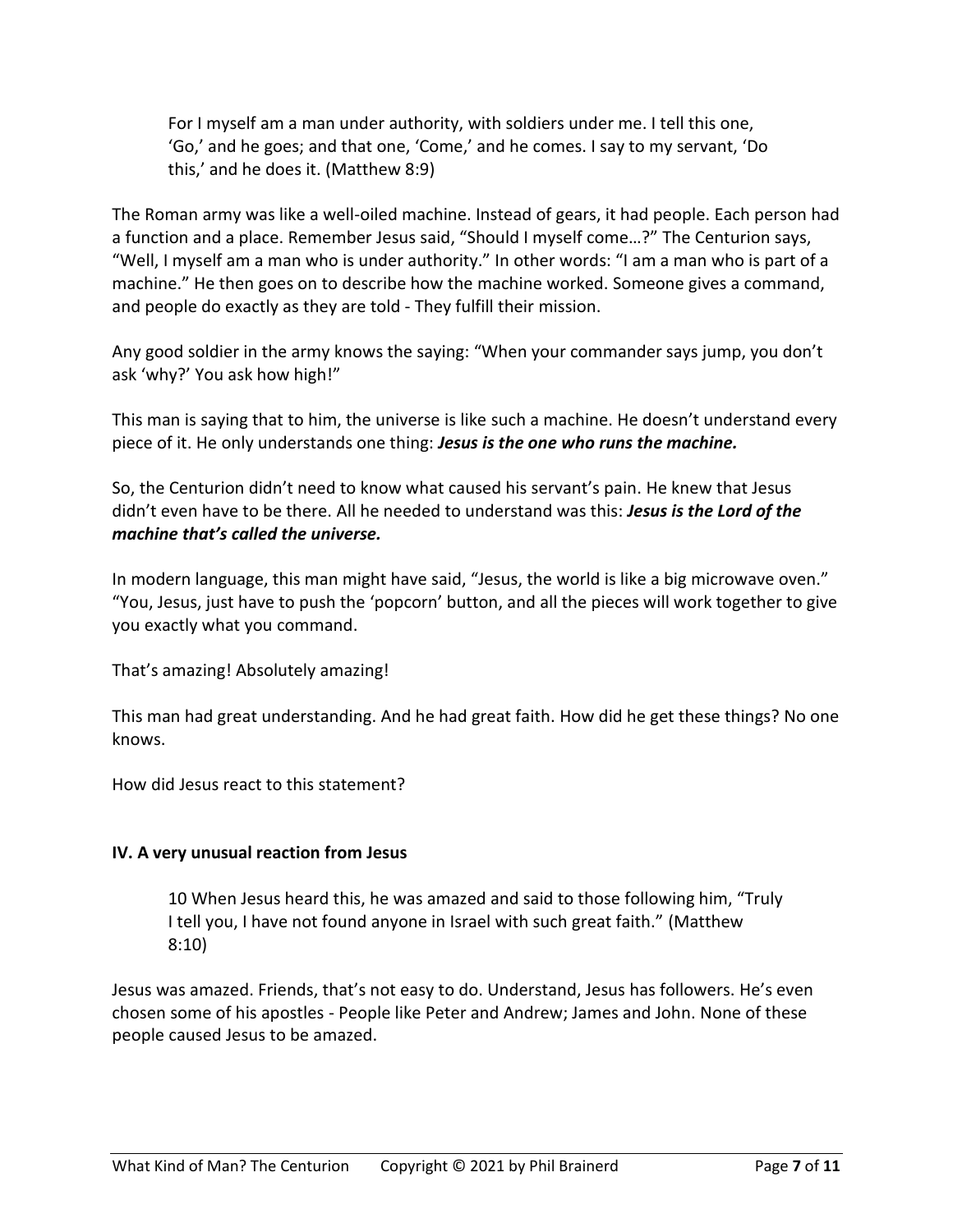> For I myself am a man under authority, with soldiers under me. I tell this one, 'Go,' and he goes; and that one, 'Come,' and he comes. I say to my servant, 'Do this,' and he does it. (Matthew 8:9)

The Roman army was like a well-oiled machine. Instead of gears, it had people. Each person had a function and a place. Remember Jesus said, "Should I myself come…?" The Centurion says, "Well, I myself am a man who is under authority." In other words: "I am a man who is part of a machine." He then goes on to describe how the machine worked. Someone gives a command, and people do exactly as they are told - They fulfill their mission.

Any good soldier in the army knows the saying: "When your commander says jump, you don't ask 'why?' You ask how high!"

This man is saying that to him, the universe is like such a machine. He doesn't understand every piece of it. He only understands one thing: ***Jesus is the one who runs the machine.***

So, the Centurion didn't need to know what caused his servant's pain. He knew that Jesus didn't even have to be there. All he needed to understand was this: ***Jesus is the Lord of the machine that's called the universe.***

In modern language, this man might have said, "Jesus, the world is like a big microwave oven." "You, Jesus, just have to push the 'popcorn' button, and all the pieces will work together to give you exactly what you command.

That's amazing! Absolutely amazing!

This man had great understanding. And he had great faith. How did he get these things? No one knows.

How did Jesus react to this statement?

## IV. A very unusual reaction from Jesus

> 10 When Jesus heard this, he was amazed and said to those following him, "Truly I tell you, I have not found anyone in Israel with such great faith." (Matthew 8:10)

Jesus was amazed. Friends, that's not easy to do. Understand, Jesus has followers. He's even chosen some of his apostles - People like Peter and Andrew; James and John. None of these people caused Jesus to be amazed.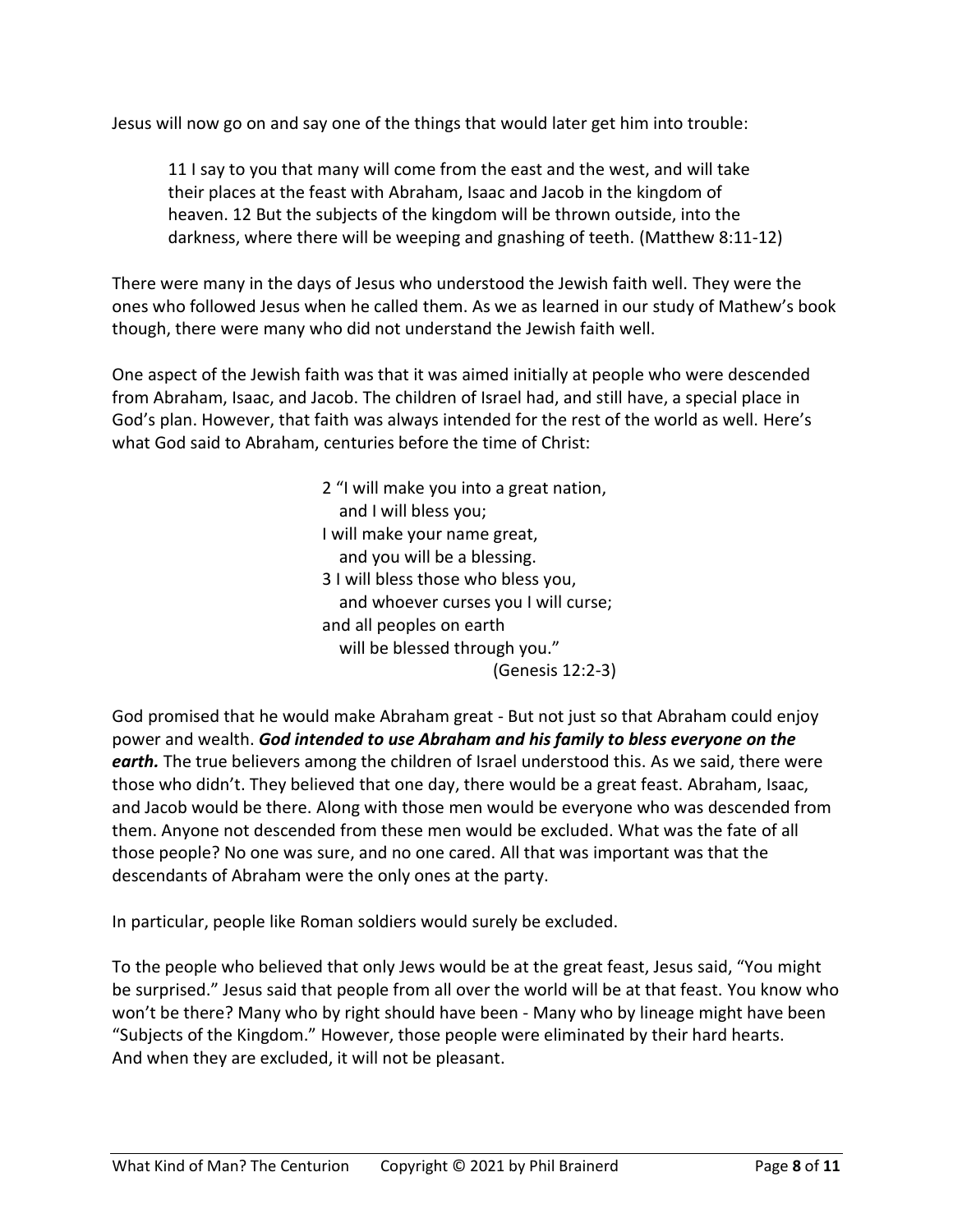Jesus will now go on and say one of the things that would later get him into trouble:

> 11 I say to you that many will come from the east and the west, and will take their places at the feast with Abraham, Isaac and Jacob in the kingdom of heaven. 12 But the subjects of the kingdom will be thrown outside, into the darkness, where there will be weeping and gnashing of teeth. (Matthew 8:11-12)

There were many in the days of Jesus who understood the Jewish faith well. They were the ones who followed Jesus when he called them. As we as learned in our study of Mathew's book though, there were many who did not understand the Jewish faith well.

One aspect of the Jewish faith was that it was aimed initially at people who were descended from Abraham, Isaac, and Jacob. The children of Israel had, and still have, a special place in God's plan. However, that faith was always intended for the rest of the world as well. Here's what God said to Abraham, centuries before the time of Christ:

> 2 "I will make you into a great nation,
> and I will bless you;
> I will make your name great,
> and you will be a blessing.
> 3 I will bless those who bless you,
> and whoever curses you I will curse;
> and all peoples on earth
> will be blessed through you."
> (Genesis 12:2-3)

God promised that he would make Abraham great - But not just so that Abraham could enjoy power and wealth. ***God intended to use Abraham and his family to bless everyone on the earth.*** The true believers among the children of Israel understood this. As we said, there were those who didn't. They believed that one day, there would be a great feast. Abraham, Isaac, and Jacob would be there. Along with those men would be everyone who was descended from them. Anyone not descended from these men would be excluded. What was the fate of all those people? No one was sure, and no one cared. All that was important was that the descendants of Abraham were the only ones at the party.

In particular, people like Roman soldiers would surely be excluded.

To the people who believed that only Jews would be at the great feast, Jesus said, "You might be surprised." Jesus said that people from all over the world will be at that feast. You know who won't be there? Many who by right should have been - Many who by lineage might have been "Subjects of the Kingdom." However, those people were eliminated by their hard hearts. And when they are excluded, it will not be pleasant.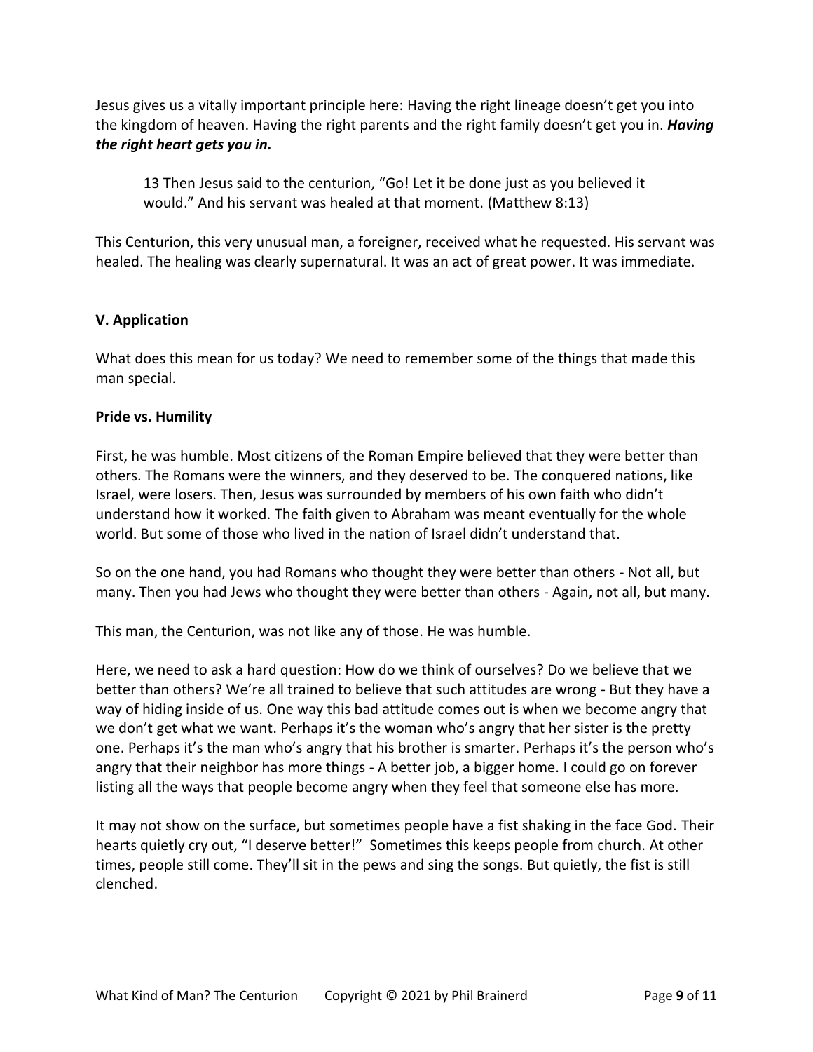Jesus gives us a vitally important principle here: Having the right lineage doesn't get you into the kingdom of heaven. Having the right parents and the right family doesn't get you in. ***Having the right heart gets you in.***

> 13 Then Jesus said to the centurion, "Go! Let it be done just as you believed it would." And his servant was healed at that moment. (Matthew 8:13)

This Centurion, this very unusual man, a foreigner, received what he requested. His servant was healed. The healing was clearly supernatural. It was an act of great power. It was immediate.

## V. Application

What does this mean for us today? We need to remember some of the things that made this man special.

### Pride vs. Humility

First, he was humble. Most citizens of the Roman Empire believed that they were better than others. The Romans were the winners, and they deserved to be. The conquered nations, like Israel, were losers. Then, Jesus was surrounded by members of his own faith who didn't understand how it worked. The faith given to Abraham was meant eventually for the whole world. But some of those who lived in the nation of Israel didn't understand that.

So on the one hand, you had Romans who thought they were better than others - Not all, but many. Then you had Jews who thought they were better than others - Again, not all, but many.

This man, the Centurion, was not like any of those. He was humble.

Here, we need to ask a hard question: How do we think of ourselves? Do we believe that we better than others? We're all trained to believe that such attitudes are wrong - But they have a way of hiding inside of us. One way this bad attitude comes out is when we become angry that we don't get what we want. Perhaps it's the woman who's angry that her sister is the pretty one. Perhaps it's the man who's angry that his brother is smarter. Perhaps it's the person who's angry that their neighbor has more things - A better job, a bigger home. I could go on forever listing all the ways that people become angry when they feel that someone else has more.

It may not show on the surface, but sometimes people have a fist shaking in the face God. Their hearts quietly cry out, "I deserve better!" Sometimes this keeps people from church. At other times, people still come. They'll sit in the pews and sing the songs. But quietly, the fist is still clenched.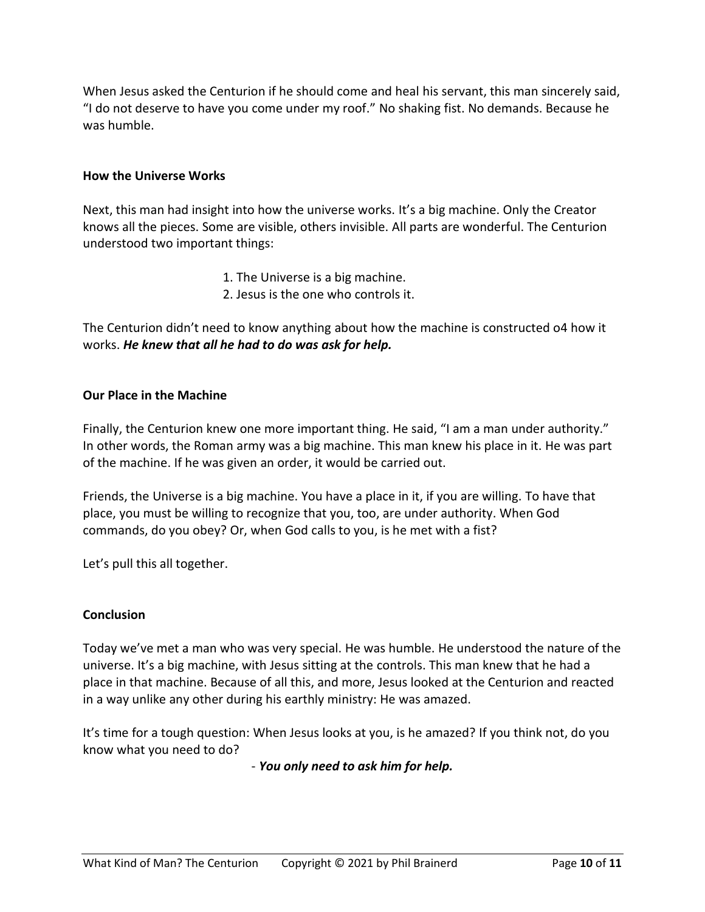When Jesus asked the Centurion if he should come and heal his servant, this man sincerely said, "I do not deserve to have you come under my roof." No shaking fist. No demands. Because he was humble.

### How the Universe Works

Next, this man had insight into how the universe works. It's a big machine. Only the Creator knows all the pieces. Some are visible, others invisible. All parts are wonderful. The Centurion understood two important things:

1. The Universe is a big machine.
2. Jesus is the one who controls it.

The Centurion didn't need to know anything about how the machine is constructed o4 how it works. ***He knew that all he had to do was ask for help.***

### Our Place in the Machine

Finally, the Centurion knew one more important thing. He said, "I am a man under authority." In other words, the Roman army was a big machine. This man knew his place in it. He was part of the machine. If he was given an order, it would be carried out.

Friends, the Universe is a big machine. You have a place in it, if you are willing. To have that place, you must be willing to recognize that you, too, are under authority. When God commands, do you obey? Or, when God calls to you, is he met with a fist?

Let's pull this all together.

### Conclusion

Today we've met a man who was very special. He was humble. He understood the nature of the universe. It's a big machine, with Jesus sitting at the controls. This man knew that he had a place in that machine. Because of all this, and more, Jesus looked at the Centurion and reacted in a way unlike any other during his earthly ministry: He was amazed.

It's time for a tough question: When Jesus looks at you, is he amazed? If you think not, do you know what you need to do?

- ***You only need to ask him for help.***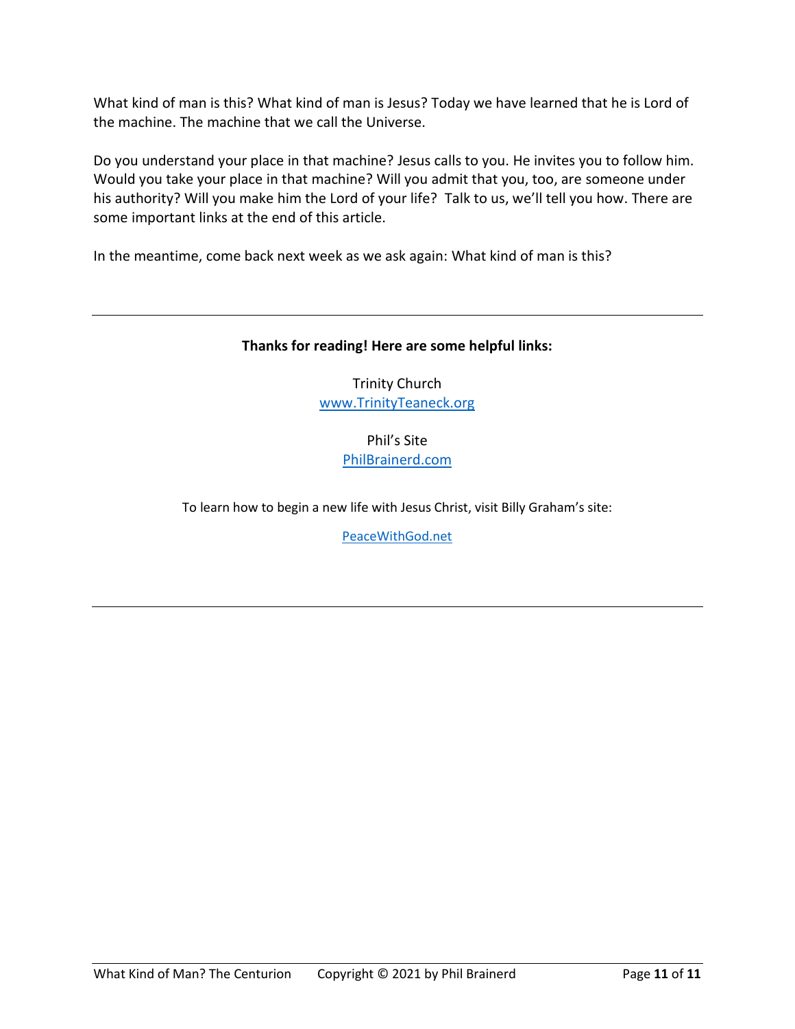What kind of man is this? What kind of man is Jesus? Today we have learned that he is Lord of the machine. The machine that we call the Universe.

Do you understand your place in that machine? Jesus calls to you. He invites you to follow him. Would you take your place in that machine? Will you admit that you, too, are someone under his authority? Will you make him the Lord of your life? Talk to us, we'll tell you how. There are some important links at the end of this article.

In the meantime, come back next week as we ask again: What kind of man is this?

---

**Thanks for reading! Here are some helpful links:**

Trinity Church
www.TrinityTeaneck.org

Phil's Site
PhilBrainerd.com

To learn how to begin a new life with Jesus Christ, visit Billy Graham's site:

PeaceWithGod.net

---